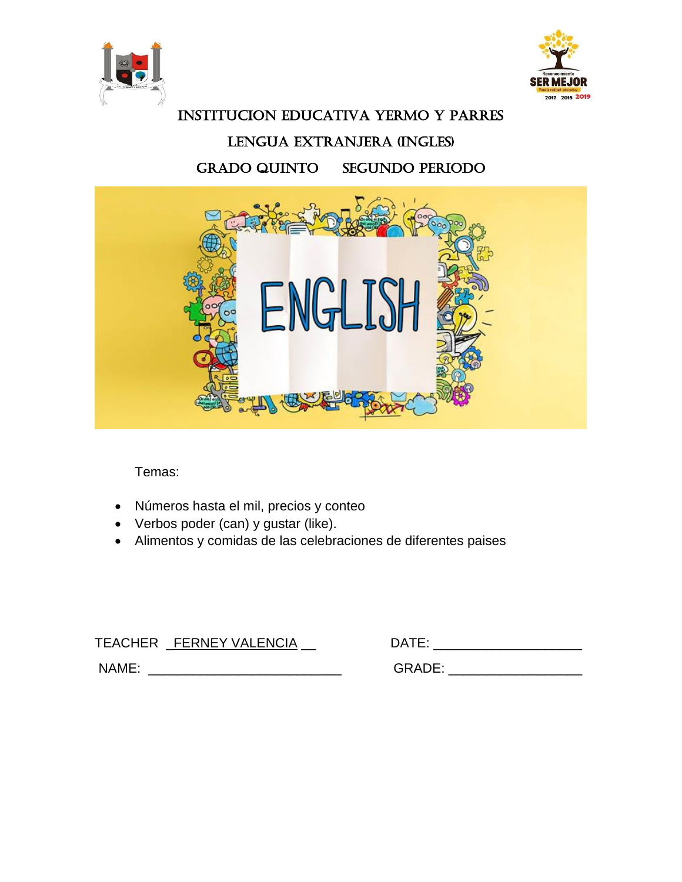# INSTITUCION EDUCATIVA YERMO Y PARRES

## LENGUA EXTRANJERA (INGLES)

## GRADO QUINTO SEGUNDO PERIODO

Temas:

- Números hasta el mil, precios y conteo
- Verbos poder (can) y gustar (like).
- Alimentos y comidas de las celebraciones de diferentes paises

TEACHER _FERNEY VALENCIA __ DATE: ____________________

NAME: __________________________ GRADE: __________________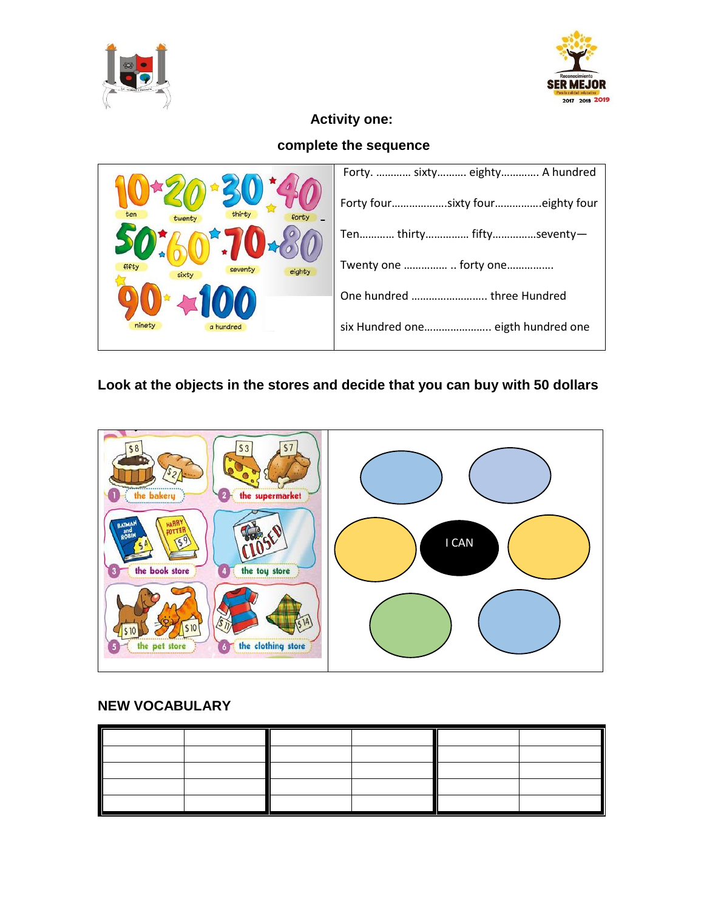## Activity one:

### complete the sequence

| | |
|---|---|
| 10 ten, 20 twenty, 30 thirty, 40 forty, 50 fifty, 60 sixty, 70 seventy, 80 eighty, 90 ninety, 100 a hundred | Forty. ………… sixty………. eighty…………. A hundred |
| | Forty four……………….sixty four……………eighty four |
| | Ten………… thirty………….. fifty…………..seventy— |
| | Twenty one …………… .. forty one……………. |
| | One hundred …………………….. three Hundred |
| | six Hundred one………………….. eigth hundred one |

**Look at the objects in the stores and decide that you can buy with 50 dollars**

| | |
|---|---|
| 1 the bakery ($8, $2); 2 the supermarket ($3, $7); 3 the book store (Batman and Robin $4, Harry Potter $9); 4 the toy store (CLOSED); 5 the pet store ($10, $10); 6 the clothing store ($11, $14) | I CAN |

## NEW VOCABULARY

| | | | | | |
|---|---|---|---|---|---|
| | | | | | |
| | | | | | |
| | | | | | |
| | | | | | |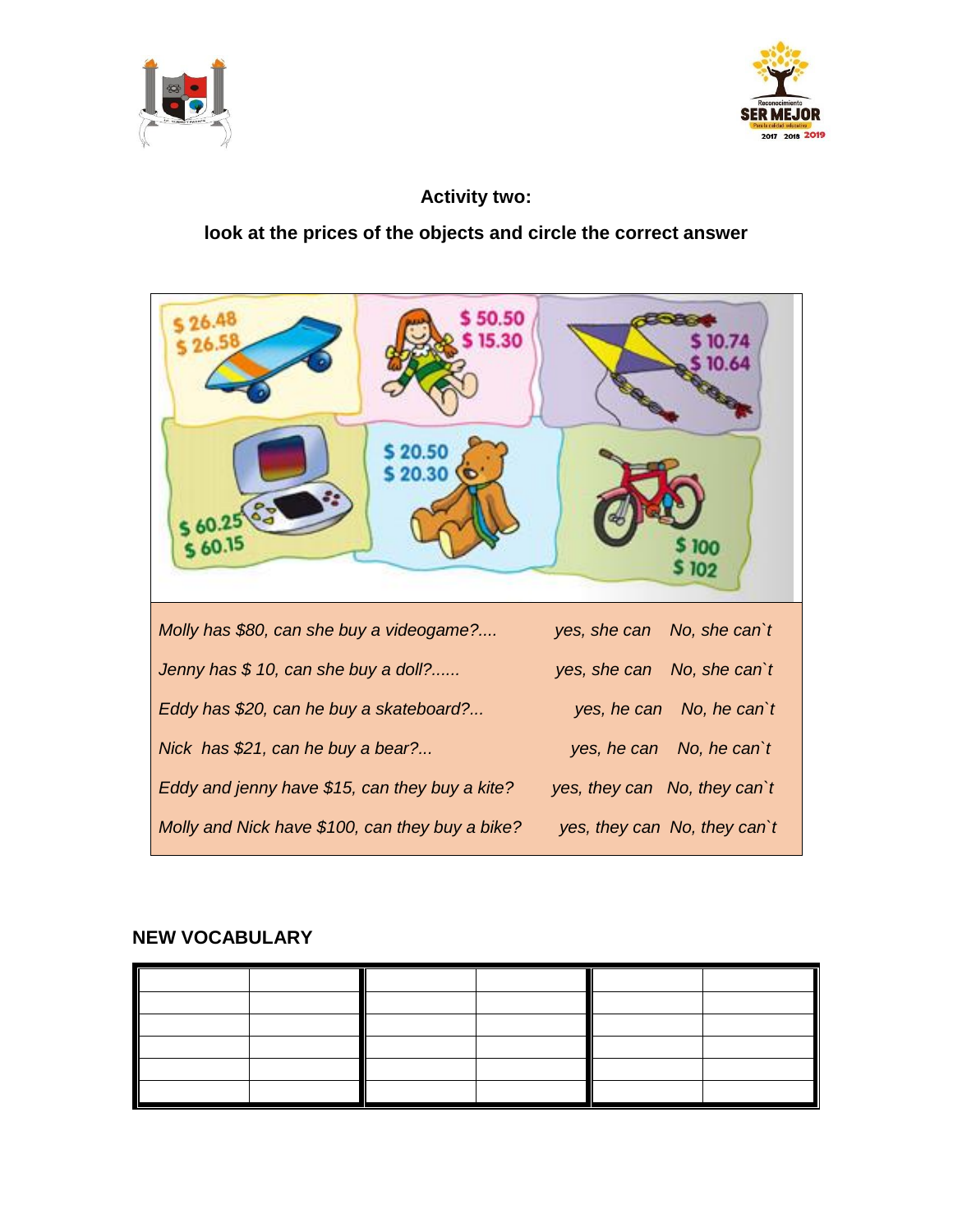**Activity two:**

**look at the prices of the objects and circle the correct answer**

$ 26.48
$ 26.58

$ 50.50
$ 15.30

$ 10.74
$ 10.64

$ 20.50
$ 20.30

$ 60.25
$ 60.15

$ 100
$ 102

| | |
|---|---|
| *Molly has $80, can she buy a videogame?....* | *yes, she can   No, she can`t* |
| *Jenny has $ 10, can she buy a doll?......* | *yes, she can   No, she can`t* |
| *Eddy has $20, can he buy a skateboard?...* | *yes, he can   No, he can`t* |
| *Nick  has $21, can he buy a bear?...* | *yes, he can   No, he can`t* |
| *Eddy and jenny have $15, can they buy a kite?* | *yes, they can   No, they can`t* |
| *Molly and Nick have $100, can they buy a bike?* | *yes, they can   No, they can`t* |

**NEW VOCABULARY**

| | | | | | |
|---|---|---|---|---|---|
| | | | | | |
| | | | | | |
| | | | | | |
| | | | | | |
| | | | | | |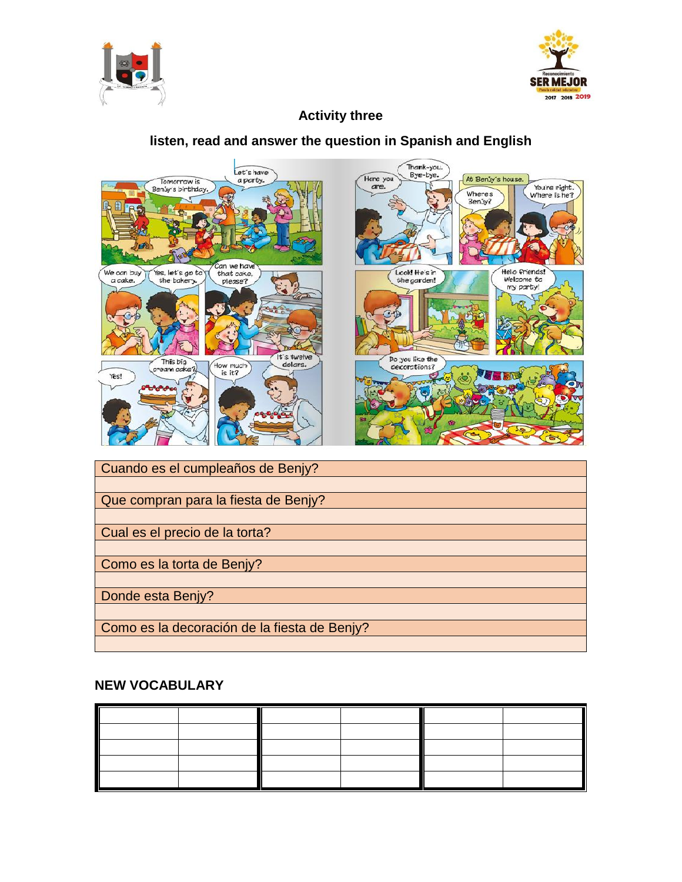## Activity three

**listen, read and answer the question in Spanish and English**

| Cuando es el cumpleaños de Benjy? |
|---|
| |
| Que compran para la fiesta de Benjy? |
| |
| Cual es el precio de la torta? |
| |
| Como es la torta de Benjy? |
| |
| Donde esta Benjy? |
| |
| Como es la decoración de la fiesta de Benjy? |
| |

**NEW VOCABULARY**

| | | | | | |
|---|---|---|---|---|---|
| | | | | | |
| | | | | | |
| | | | | | |
| | | | | | |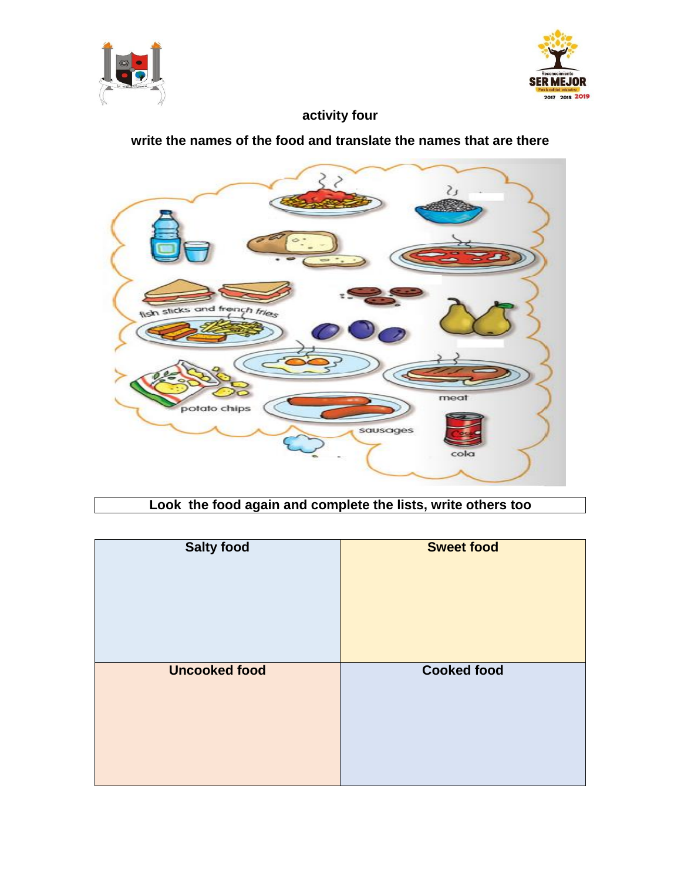**activity four**

**write the names of the food and translate the names that are there**

fish sticks and french fries

potato chips

meat

sausages

cola

**Look the food again and complete the lists, write others too**

| Salty food | Sweet food |
|---|---|
| | |
| **Uncooked food** | **Cooked food** |
| | |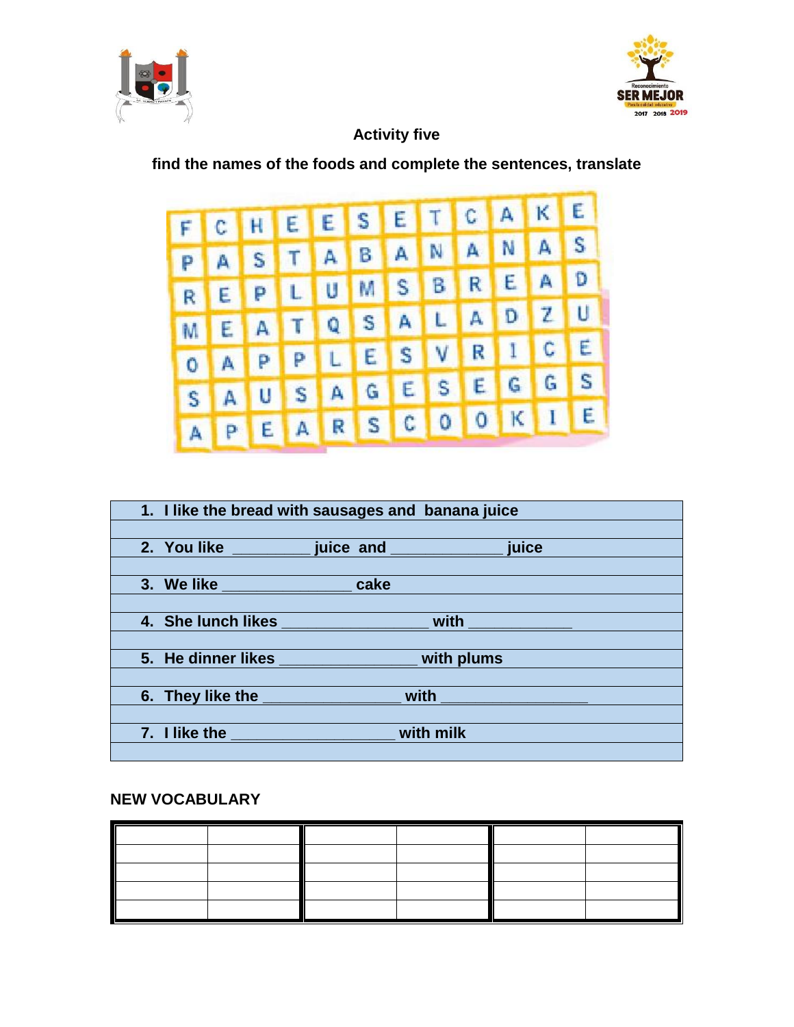**Activity five**

**find the names of the foods and complete the sentences, translate**

| | | | | | | | | | | | |
|---|---|---|---|---|---|---|---|---|---|---|---|
| F | C | H | E | E | S | E | T | C | A | K | E |
| P | A | S | T | A | B | A | N | A | N | A | S |
| R | E | P | L | U | M | S | B | R | E | A | D |
| M | E | A | T | Q | S | A | L | A | D | Z | U |
| O | A | P | P | L | E | S | V | R | I | C | E |
| S | A | U | S | A | G | E | S | E | G | G | S |
| A | P | E | A | R | S | C | O | O | K | I | E |

| |
|---|
| **1. I like the bread with sausages and banana juice** |
| |
| **2. You like _________ juice and _____________ juice** |
| |
| **3. We like _______________ cake** |
| |
| **4. She lunch likes _________________ with _____________** |
| |
| **5. He dinner likes ________________ with plums** |
| |
| **6. They like the ________________ with _________________** |
| |
| **7. I like the ___________________ with milk** |
| |

**NEW VOCABULARY**

| | | | | | |
|---|---|---|---|---|---|
| | | | | | |
| | | | | | |
| | | | | | |
| | | | | | |
| | | | | | |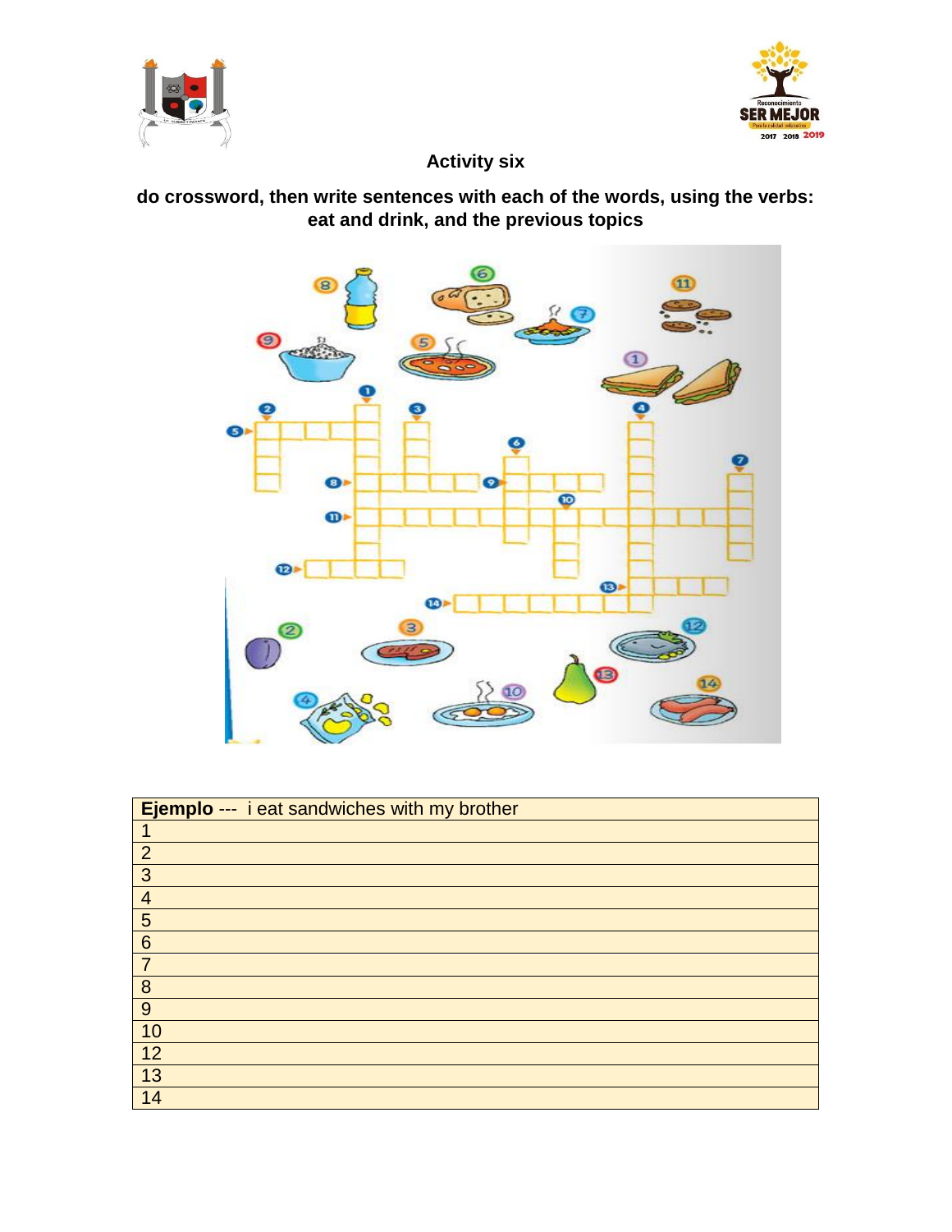## Activity six

**do crossword, then write sentences with each of the words, using the verbs: eat and drink, and the previous topics**

| **Ejemplo** --- i eat sandwiches with my brother |
|---|
| 1 |
| 2 |
| 3 |
| 4 |
| 5 |
| 6 |
| 7 |
| 8 |
| 9 |
| 10 |
| 12 |
| 13 |
| 14 |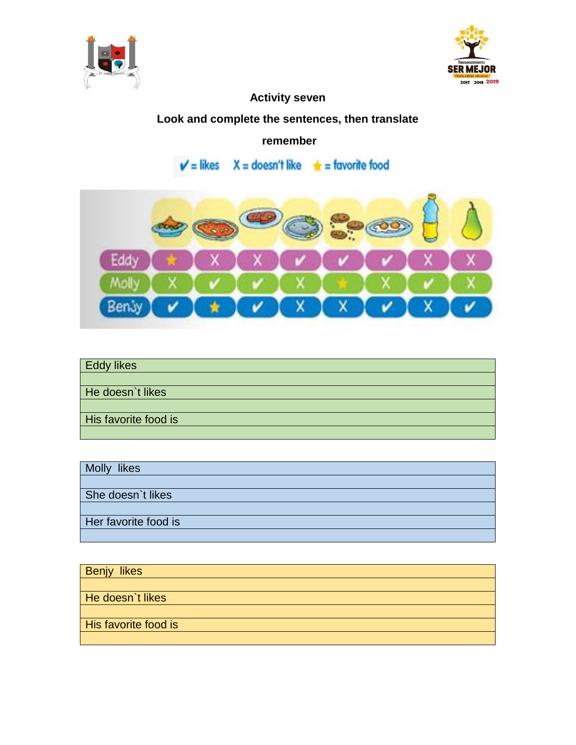**Activity seven**

**Look and complete the sentences, then translate**

**remember**

✔ = likes X = doesn't like ★ = favorite food

| | | | | | | | | |
|---|---|---|---|---|---|---|---|---|
| Eddy | ★ | X | X | ✔ | ✔ | ✔ | X | X |
| Molly | X | ✔ | ✔ | X | ★ | X | ✔ | X |
| Benjy | ✔ | ★ | ✔ | X | X | ✔ | X | ✔ |

| Eddy likes |
|---|
| |
| He doesn`t likes |
| |
| His favorite food is |
| |

| Molly likes |
|---|
| |
| She doesn`t likes |
| |
| Her favorite food is |
| |

| Benjy likes |
|---|
| |
| He doesn`t likes |
| |
| His favorite food is |
| |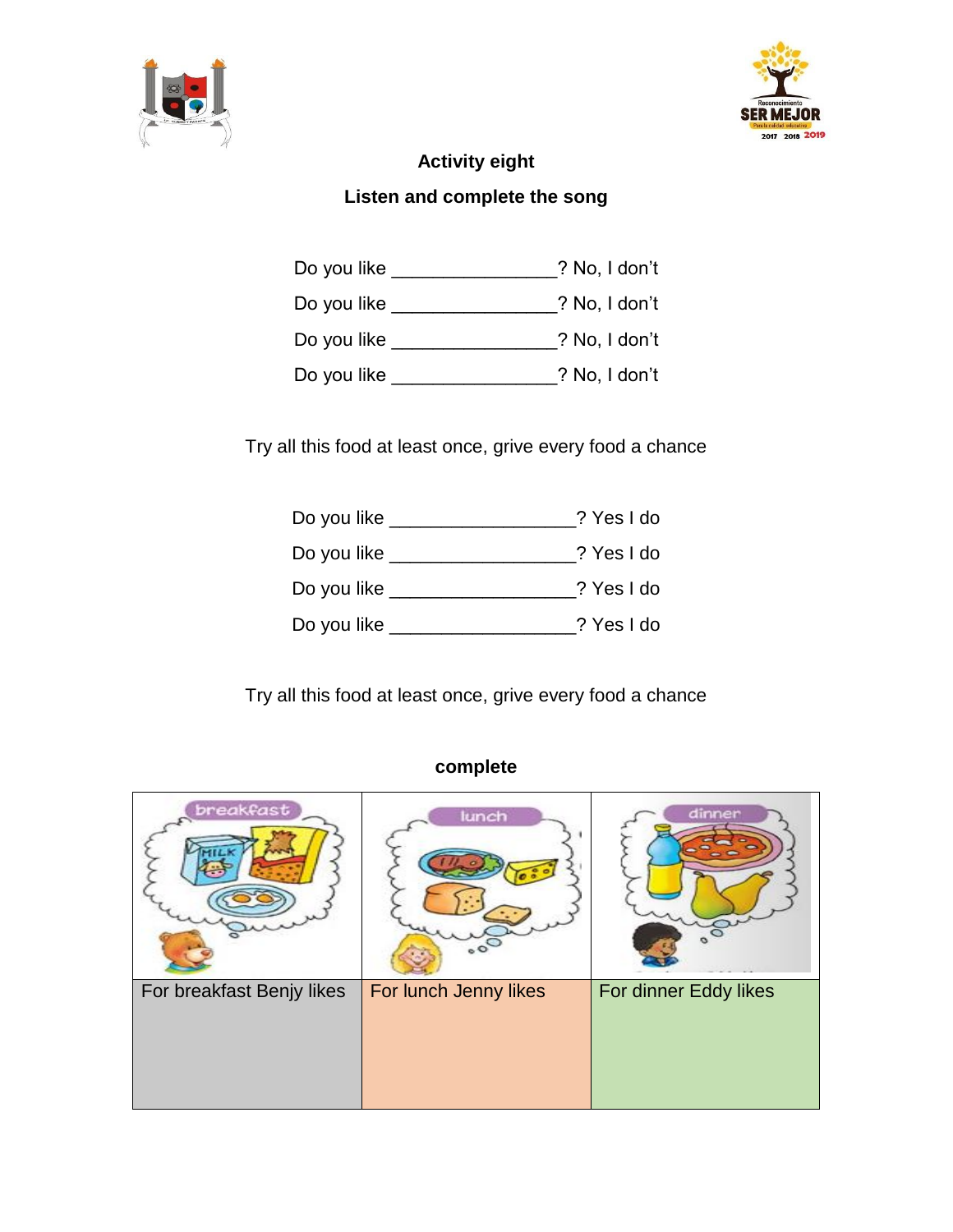**Activity eight**

**Listen and complete the song**

Do you like ________________? No, I don't

Do you like ________________? No, I don't

Do you like ________________? No, I don't

Do you like ________________? No, I don't

Try all this food at least once, grive every food a chance

Do you like __________________? Yes I do

Do you like __________________? Yes I do

Do you like __________________? Yes I do

Do you like __________________? Yes I do

Try all this food at least once, grive every food a chance

**complete**

| breakfast | lunch | dinner |
|---|---|---|
| For breakfast Benjy likes | For lunch Jenny likes | For dinner Eddy likes |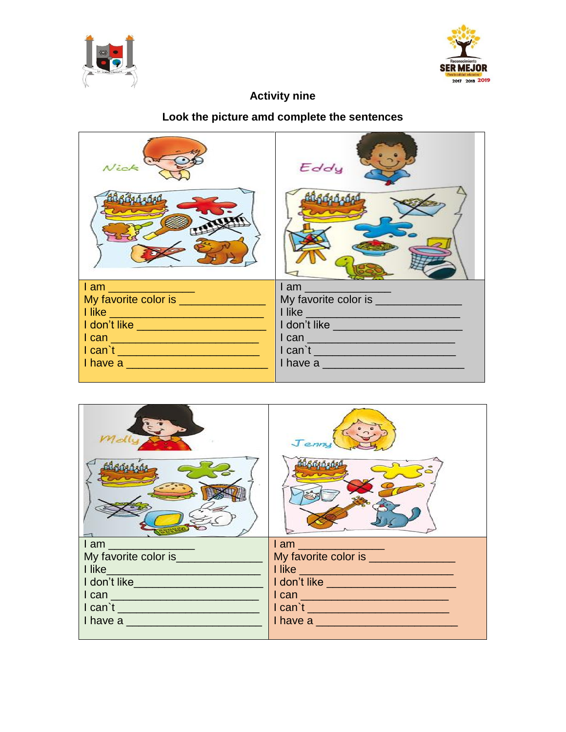**Activity nine**

**Look the picture amd complete the sentences**

| Nick | Eddy |
| --- | --- |
| I am _____________ | I am _____________ |
| My favorite color is _____________ | My favorite color is _____________ |
| I like _______________________ | I like _______________________ |
| I don't like ____________________ | I don't like ____________________ |
| I can _______________________ | I can _______________________ |
| I can`t ______________________ | I can`t ______________________ |
| I have a ______________________ | I have a ______________________ |

| Molly | Jenny |
| --- | --- |
| I am _____________ | I am _____________ |
| My favorite color is_____________ | My favorite color is _____________ |
| I like_______________________ | I like _______________________ |
| I don't like____________________ | I don't like ____________________ |
| I can _______________________ | I can _______________________ |
| I can`t ______________________ | I can`t ______________________ |
| I have a ______________________ | I have a ______________________ |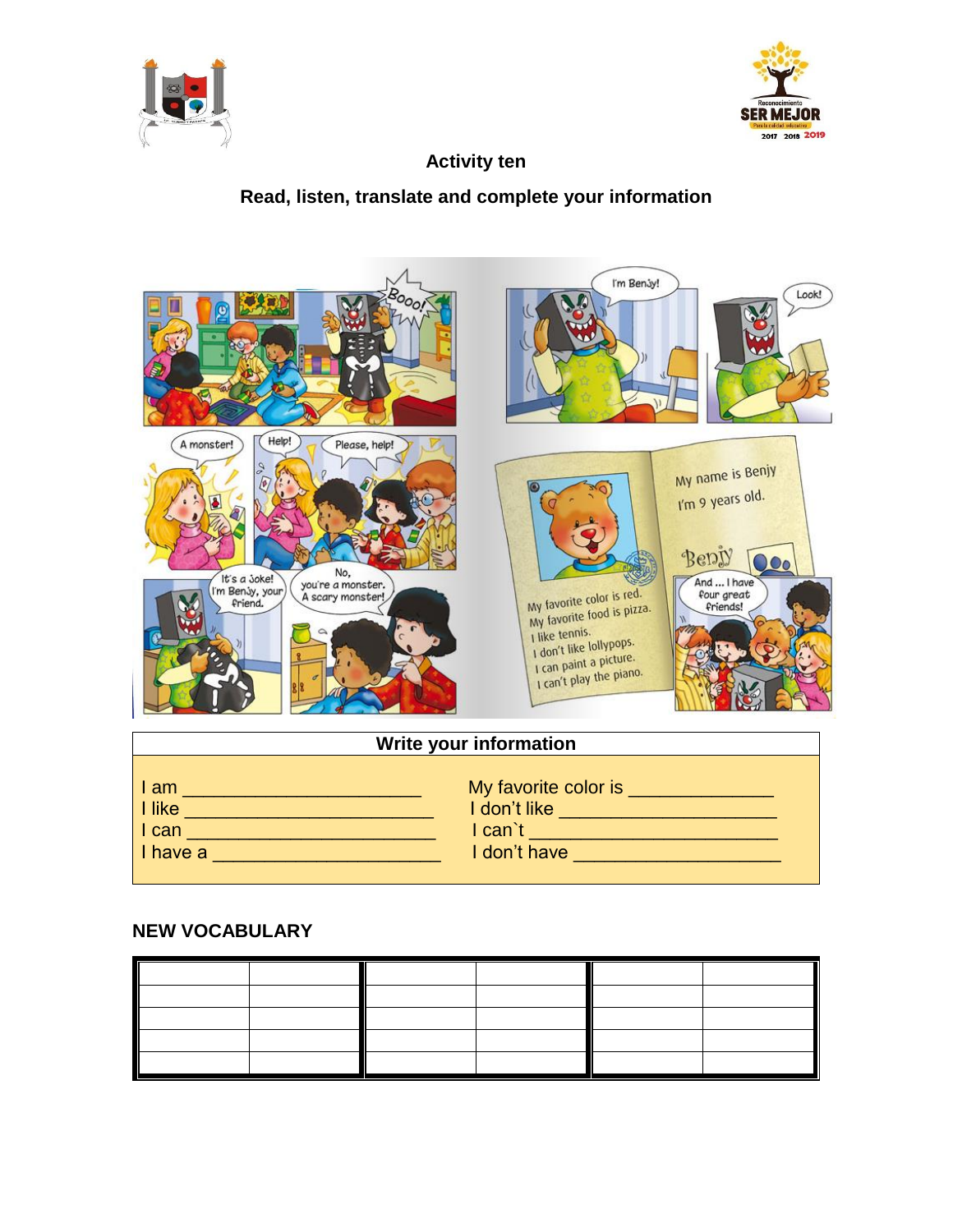**Activity ten**

**Read, listen, translate and complete your information**

Booo!

I'm Benjy!

Look!

A monster!

Help!

Please, help!

My name is Benjy
I'm 9 years old.

Benjy

It's a joke! I'm Benjy, your friend.

No, you're a monster. A scary monster!

My favorite color is red.
My favorite food is pizza.
I like tennis.
I don't like lollypops.
I can paint a picture.
I can't play the piano.

And ... I have four great friends!

| Write your information | |
|---|---|
| I am ______________________ | My favorite color is _____________ |
| I like _______________________ | I don't like ____________________ |
| I can _______________________ | I can`t _______________________ |
| I have a _____________________ | I don't have ___________________ |

**NEW VOCABULARY**

| | | | | | |
|---|---|---|---|---|---|
| | | | | | |
| | | | | | |
| | | | | | |
| | | | | | |
| | | | | | |